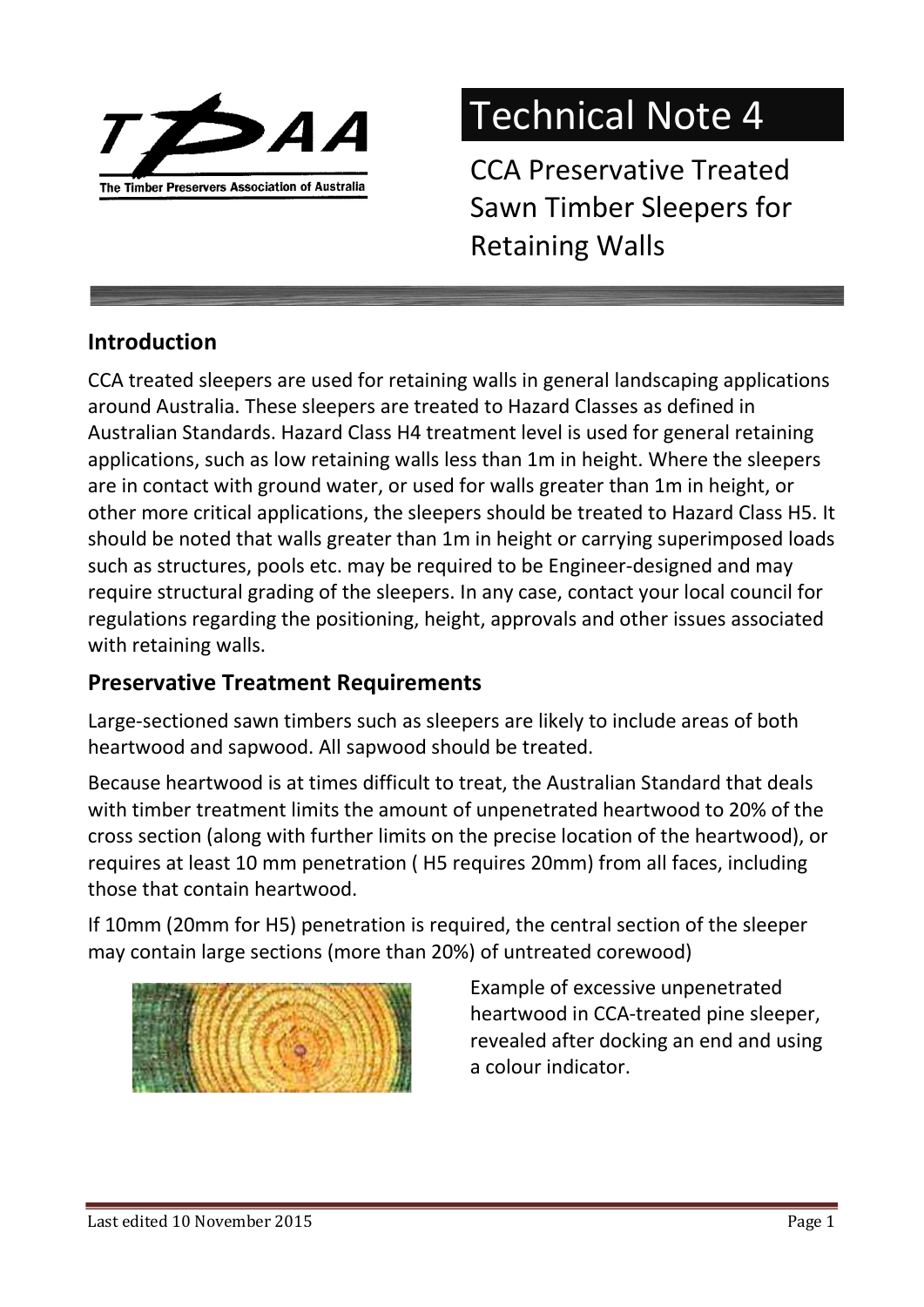# Technical Note 4

## CCA Preservative Treated Sawn Timber Sleepers for Retaining Walls

## Introduction

CCA treated sleepers are used for retaining walls in general landscaping applications around Australia. These sleepers are treated to Hazard Classes as defined in Australian Standards. Hazard Class H4 treatment level is used for general retaining applications, such as low retaining walls less than 1m in height. Where the sleepers are in contact with ground water, or used for walls greater than 1m in height, or other more critical applications, the sleepers should be treated to Hazard Class H5. It should be noted that walls greater than 1m in height or carrying superimposed loads such as structures, pools etc. may be required to be Engineer-designed and may require structural grading of the sleepers. In any case, contact your local council for regulations regarding the positioning, height, approvals and other issues associated with retaining walls.

## Preservative Treatment Requirements

Large-sectioned sawn timbers such as sleepers are likely to include areas of both heartwood and sapwood. All sapwood should be treated.

Because heartwood is at times difficult to treat, the Australian Standard that deals with timber treatment limits the amount of unpenetrated heartwood to 20% of the cross section (along with further limits on the precise location of the heartwood), or requires at least 10 mm penetration ( H5 requires 20mm) from all faces, including those that contain heartwood.

If 10mm (20mm for H5) penetration is required, the central section of the sleeper may contain large sections (more than 20%) of untreated corewood)

Example of excessive unpenetrated heartwood in CCA-treated pine sleeper, revealed after docking an end and using a colour indicator.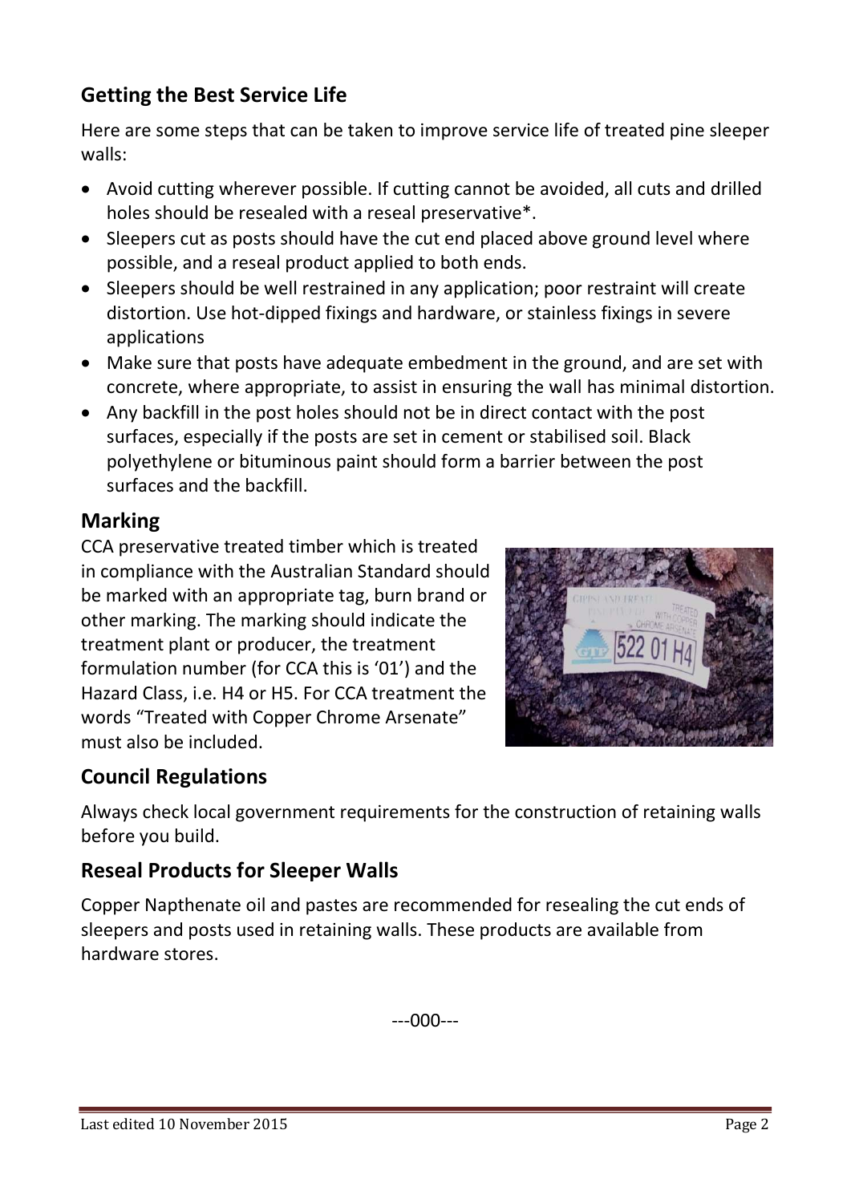## Getting the Best Service Life

Here are some steps that can be taken to improve service life of treated pine sleeper walls:

- Avoid cutting wherever possible. If cutting cannot be avoided, all cuts and drilled holes should be resealed with a reseal preservative*.
- Sleepers cut as posts should have the cut end placed above ground level where possible, and a reseal product applied to both ends.
- Sleepers should be well restrained in any application; poor restraint will create distortion. Use hot-dipped fixings and hardware, or stainless fixings in severe applications
- Make sure that posts have adequate embedment in the ground, and are set with concrete, where appropriate, to assist in ensuring the wall has minimal distortion.
- Any backfill in the post holes should not be in direct contact with the post surfaces, especially if the posts are set in cement or stabilised soil. Black polyethylene or bituminous paint should form a barrier between the post surfaces and the backfill.

## Marking

CCA preservative treated timber which is treated in compliance with the Australian Standard should be marked with an appropriate tag, burn brand or other marking. The marking should indicate the treatment plant or producer, the treatment formulation number (for CCA this is '01') and the Hazard Class, i.e. H4 or H5. For CCA treatment the words "Treated with Copper Chrome Arsenate" must also be included.

## Council Regulations

Always check local government requirements for the construction of retaining walls before you build.

## Reseal Products for Sleeper Walls

Copper Napthenate oil and pastes are recommended for resealing the cut ends of sleepers and posts used in retaining walls. These products are available from hardware stores.

---000---

Last edited 10 November 2015